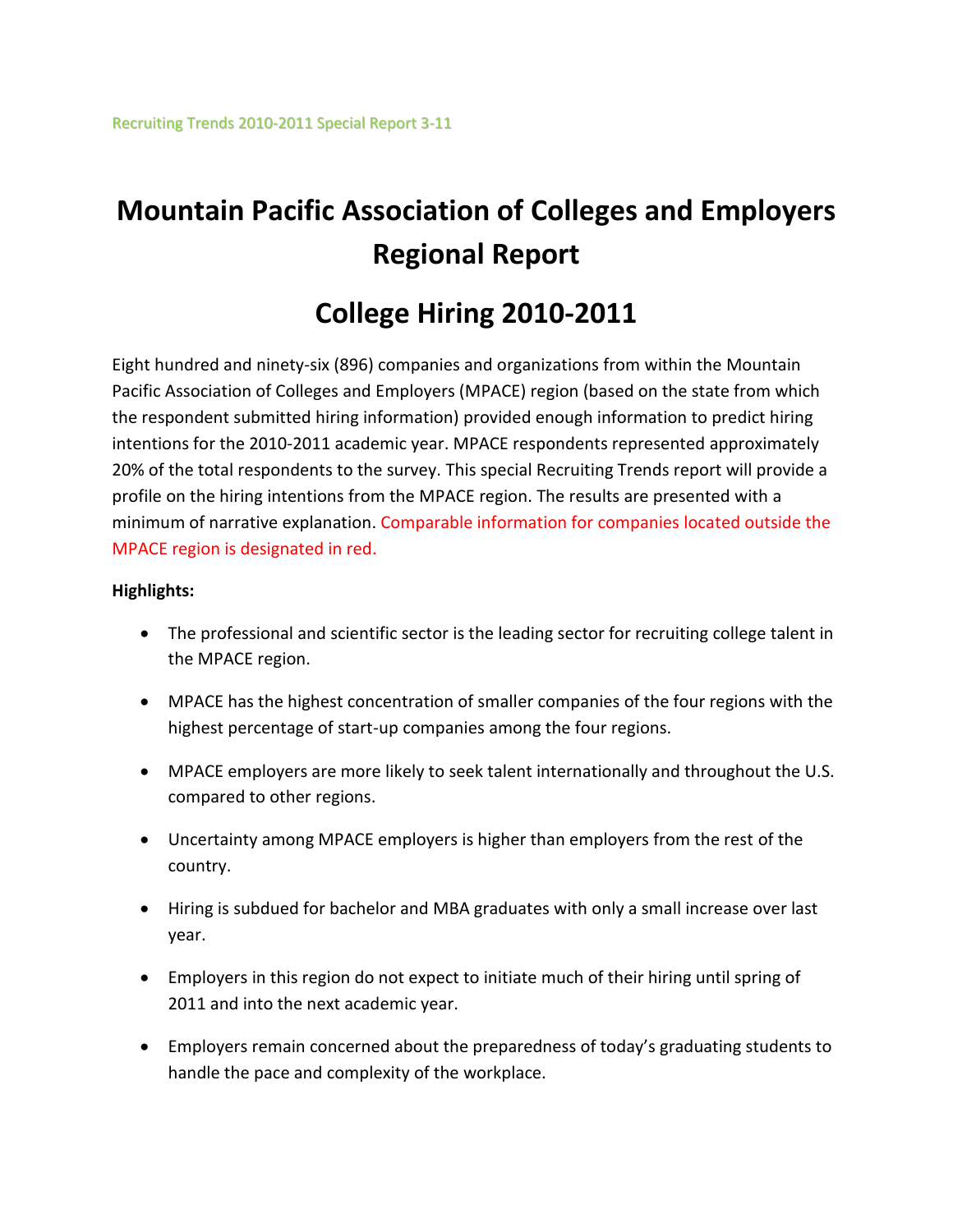Recruiting Trends 2010-2011 Special Report 3-11

# Mountain Pacific Association of Colleges and Employers Regional Report

# College Hiring 2010-2011

Eight hundred and ninety-six (896) companies and organizations from within the Mountain Pacific Association of Colleges and Employers (MPACE) region (based on the state from which the respondent submitted hiring information) provided enough information to predict hiring intentions for the 2010-2011 academic year. MPACE respondents represented approximately 20% of the total respondents to the survey. This special Recruiting Trends report will provide a profile on the hiring intentions from the MPACE region. The results are presented with a minimum of narrative explanation. Comparable information for companies located outside the MPACE region is designated in red.

**Highlights:**

- The professional and scientific sector is the leading sector for recruiting college talent in the MPACE region.
- MPACE has the highest concentration of smaller companies of the four regions with the highest percentage of start-up companies among the four regions.
- MPACE employers are more likely to seek talent internationally and throughout the U.S. compared to other regions.
- Uncertainty among MPACE employers is higher than employers from the rest of the country.
- Hiring is subdued for bachelor and MBA graduates with only a small increase over last year.
- Employers in this region do not expect to initiate much of their hiring until spring of 2011 and into the next academic year.
- Employers remain concerned about the preparedness of today's graduating students to handle the pace and complexity of the workplace.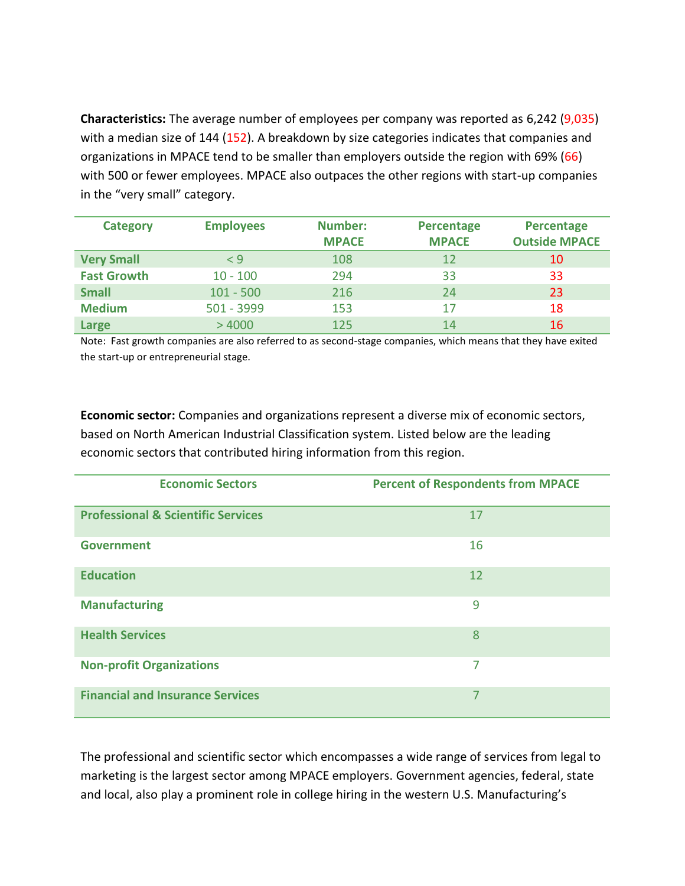**Characteristics:** The average number of employees per company was reported as 6,242 (9,035) with a median size of 144 (152). A breakdown by size categories indicates that companies and organizations in MPACE tend to be smaller than employers outside the region with 69% (66) with 500 or fewer employees. MPACE also outpaces the other regions with start-up companies in the "very small" category.

| Category | Employees | Number: MPACE | Percentage MPACE | Percentage Outside MPACE |
|---|---|---|---|---|
| **Very Small** | < 9 | 108 | 12 | 10 |
| **Fast Growth** | 10 - 100 | 294 | 33 | 33 |
| **Small** | 101 - 500 | 216 | 24 | 23 |
| **Medium** | 501 - 3999 | 153 | 17 | 18 |
| **Large** | > 4000 | 125 | 14 | 16 |

Note: Fast growth companies are also referred to as second-stage companies, which means that they have exited the start-up or entrepreneurial stage.

**Economic sector:** Companies and organizations represent a diverse mix of economic sectors, based on North American Industrial Classification system. Listed below are the leading economic sectors that contributed hiring information from this region.

| Economic Sectors | Percent of Respondents from MPACE |
|---|---|
| **Professional & Scientific Services** | 17 |
| **Government** | 16 |
| **Education** | 12 |
| **Manufacturing** | 9 |
| **Health Services** | 8 |
| **Non-profit Organizations** | 7 |
| **Financial and Insurance Services** | 7 |

The professional and scientific sector which encompasses a wide range of services from legal to marketing is the largest sector among MPACE employers. Government agencies, federal, state and local, also play a prominent role in college hiring in the western U.S. Manufacturing's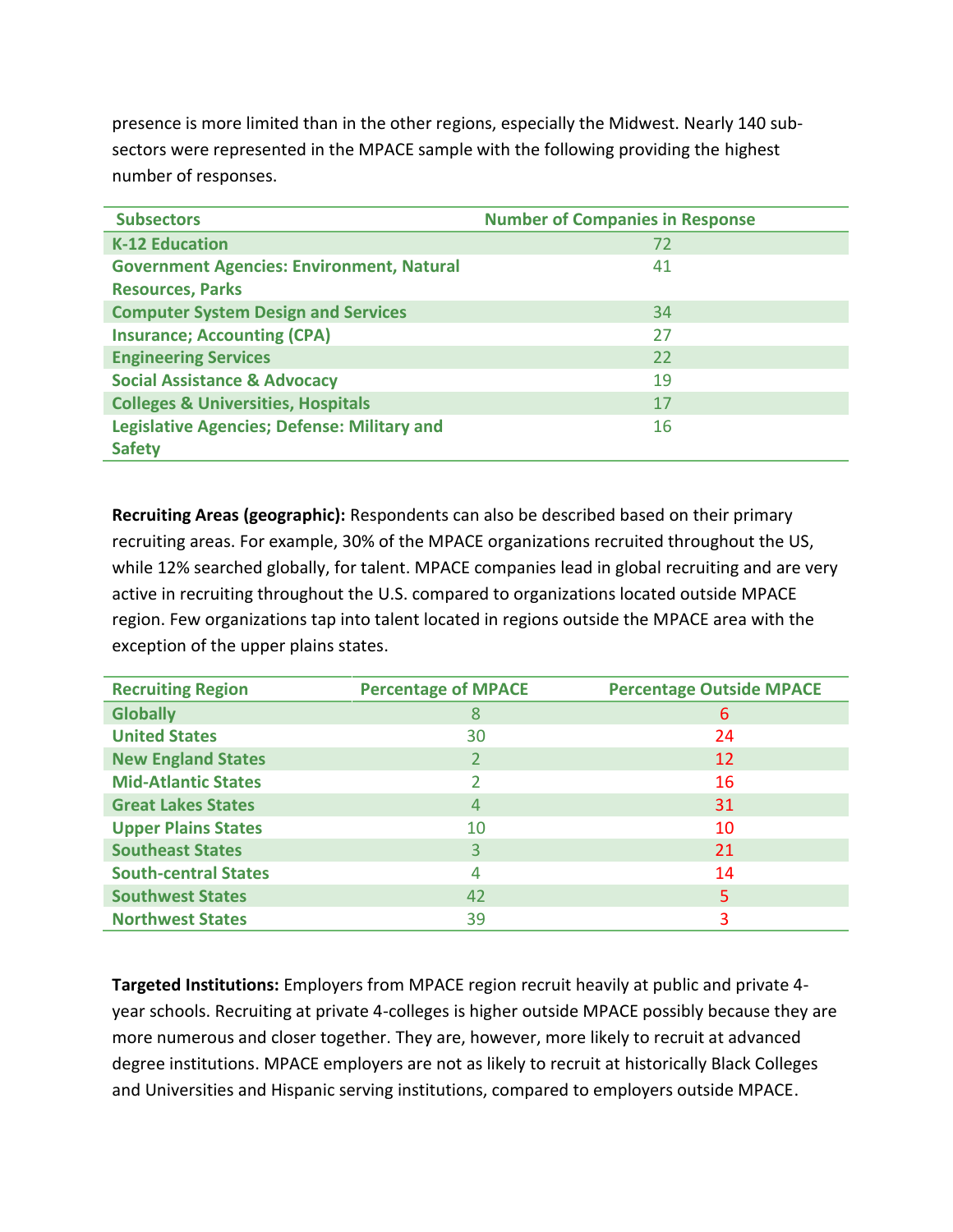presence is more limited than in the other regions, especially the Midwest. Nearly 140 sub-sectors were represented in the MPACE sample with the following providing the highest number of responses.

| Subsectors | Number of Companies in Response |
|---|---|
| **K-12 Education** | 72 |
| **Government Agencies: Environment, Natural Resources, Parks** | 41 |
| **Computer System Design and Services** | 34 |
| **Insurance; Accounting (CPA)** | 27 |
| **Engineering Services** | 22 |
| **Social Assistance & Advocacy** | 19 |
| **Colleges & Universities, Hospitals** | 17 |
| **Legislative Agencies; Defense: Military and Safety** | 16 |

**Recruiting Areas (geographic):** Respondents can also be described based on their primary recruiting areas. For example, 30% of the MPACE organizations recruited throughout the US, while 12% searched globally, for talent. MPACE companies lead in global recruiting and are very active in recruiting throughout the U.S. compared to organizations located outside MPACE region. Few organizations tap into talent located in regions outside the MPACE area with the exception of the upper plains states.

| Recruiting Region | Percentage of MPACE | Percentage Outside MPACE |
|---|---|---|
| **Globally** | 8 | 6 |
| **United States** | 30 | 24 |
| **New England States** | 2 | 12 |
| **Mid-Atlantic States** | 2 | 16 |
| **Great Lakes States** | 4 | 31 |
| **Upper Plains States** | 10 | 10 |
| **Southeast States** | 3 | 21 |
| **South-central States** | 4 | 14 |
| **Southwest States** | 42 | 5 |
| **Northwest States** | 39 | 3 |

**Targeted Institutions:** Employers from MPACE region recruit heavily at public and private 4-year schools. Recruiting at private 4-colleges is higher outside MPACE possibly because they are more numerous and closer together. They are, however, more likely to recruit at advanced degree institutions. MPACE employers are not as likely to recruit at historically Black Colleges and Universities and Hispanic serving institutions, compared to employers outside MPACE.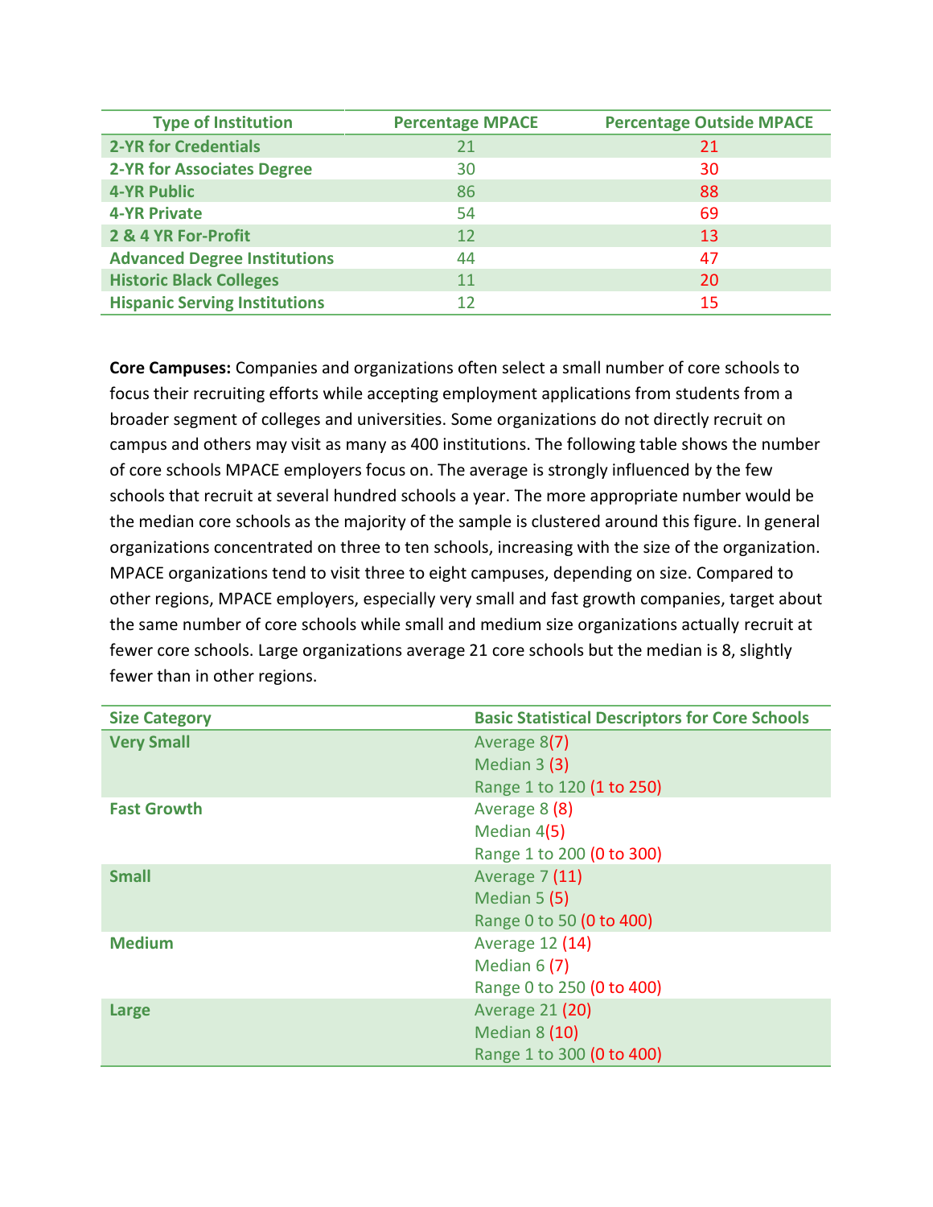| Type of Institution | Percentage MPACE | Percentage Outside MPACE |
|---|---|---|
| **2-YR for Credentials** | 21 | 21 |
| **2-YR for Associates Degree** | 30 | 30 |
| **4-YR Public** | 86 | 88 |
| **4-YR Private** | 54 | 69 |
| **2 & 4 YR For-Profit** | 12 | 13 |
| **Advanced Degree Institutions** | 44 | 47 |
| **Historic Black Colleges** | 11 | 20 |
| **Hispanic Serving Institutions** | 12 | 15 |

**Core Campuses:** Companies and organizations often select a small number of core schools to focus their recruiting efforts while accepting employment applications from students from a broader segment of colleges and universities. Some organizations do not directly recruit on campus and others may visit as many as 400 institutions. The following table shows the number of core schools MPACE employers focus on. The average is strongly influenced by the few schools that recruit at several hundred schools a year. The more appropriate number would be the median core schools as the majority of the sample is clustered around this figure. In general organizations concentrated on three to ten schools, increasing with the size of the organization. MPACE organizations tend to visit three to eight campuses, depending on size. Compared to other regions, MPACE employers, especially very small and fast growth companies, target about the same number of core schools while small and medium size organizations actually recruit at fewer core schools. Large organizations average 21 core schools but the median is 8, slightly fewer than in other regions.

| Size Category | Basic Statistical Descriptors for Core Schools |
|---|---|
| **Very Small** | Average 8(7)<br>Median 3 (3)<br>Range 1 to 120 (1 to 250) |
| **Fast Growth** | Average 8 (8)<br>Median 4(5)<br>Range 1 to 200 (0 to 300) |
| **Small** | Average 7 (11)<br>Median 5 (5)<br>Range 0 to 50 (0 to 400) |
| **Medium** | Average 12 (14)<br>Median 6 (7)<br>Range 0 to 250 (0 to 400) |
| **Large** | Average 21 (20)<br>Median 8 (10)<br>Range 1 to 300 (0 to 400) |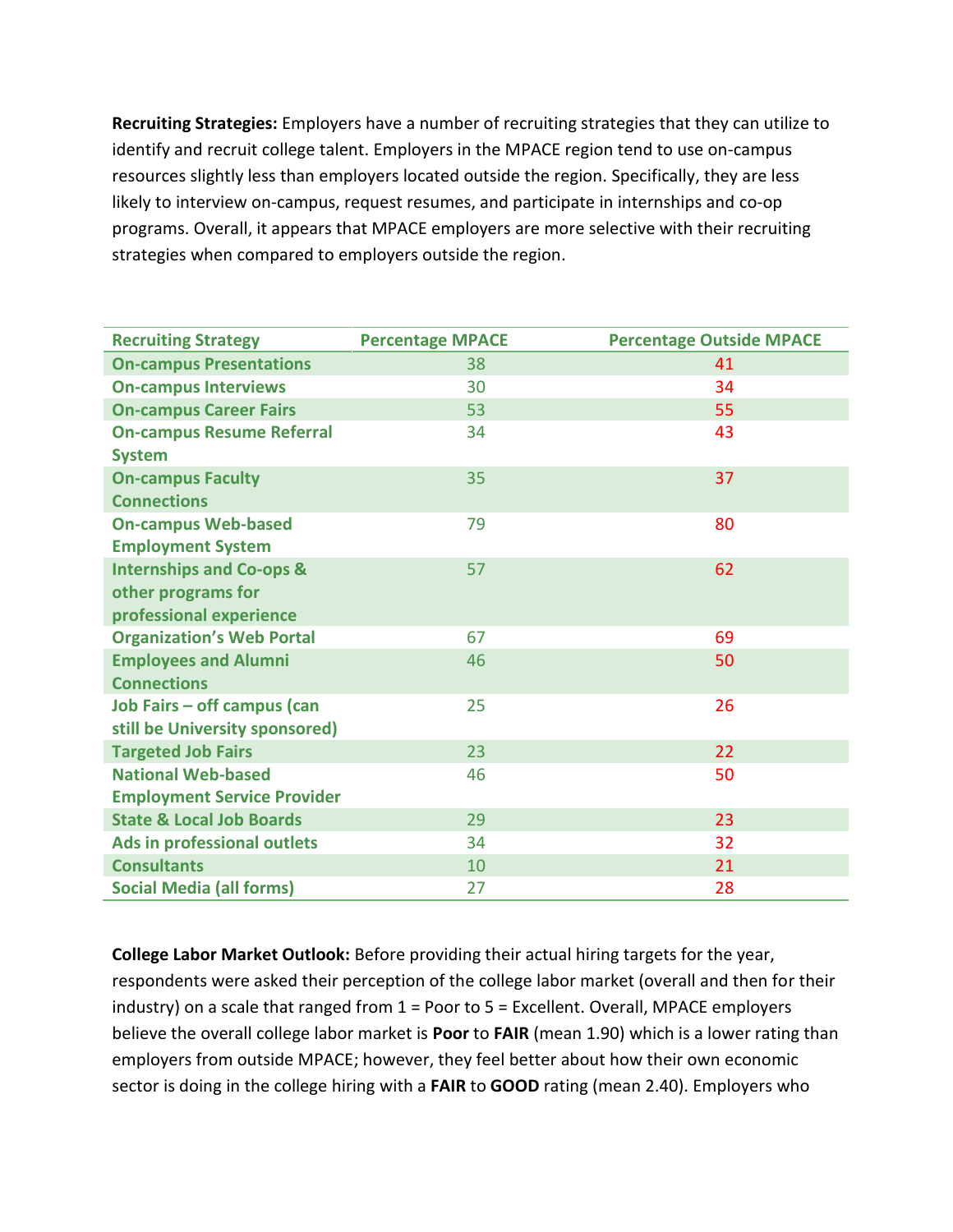**Recruiting Strategies:** Employers have a number of recruiting strategies that they can utilize to identify and recruit college talent. Employers in the MPACE region tend to use on-campus resources slightly less than employers located outside the region. Specifically, they are less likely to interview on-campus, request resumes, and participate in internships and co-op programs. Overall, it appears that MPACE employers are more selective with their recruiting strategies when compared to employers outside the region.

| Recruiting Strategy | Percentage MPACE | Percentage Outside MPACE |
|---|---|---|
| On-campus Presentations | 38 | 41 |
| On-campus Interviews | 30 | 34 |
| On-campus Career Fairs | 53 | 55 |
| On-campus Resume Referral System | 34 | 43 |
| On-campus Faculty Connections | 35 | 37 |
| On-campus Web-based Employment System | 79 | 80 |
| Internships and Co-ops & other programs for professional experience | 57 | 62 |
| Organization's Web Portal | 67 | 69 |
| Employees and Alumni Connections | 46 | 50 |
| Job Fairs – off campus (can still be University sponsored) | 25 | 26 |
| Targeted Job Fairs | 23 | 22 |
| National Web-based Employment Service Provider | 46 | 50 |
| State & Local Job Boards | 29 | 23 |
| Ads in professional outlets | 34 | 32 |
| Consultants | 10 | 21 |
| Social Media (all forms) | 27 | 28 |

**College Labor Market Outlook:** Before providing their actual hiring targets for the year, respondents were asked their perception of the college labor market (overall and then for their industry) on a scale that ranged from 1 = Poor to 5 = Excellent. Overall, MPACE employers believe the overall college labor market is **Poor** to **FAIR** (mean 1.90) which is a lower rating than employers from outside MPACE; however, they feel better about how their own economic sector is doing in the college hiring with a **FAIR** to **GOOD** rating (mean 2.40). Employers who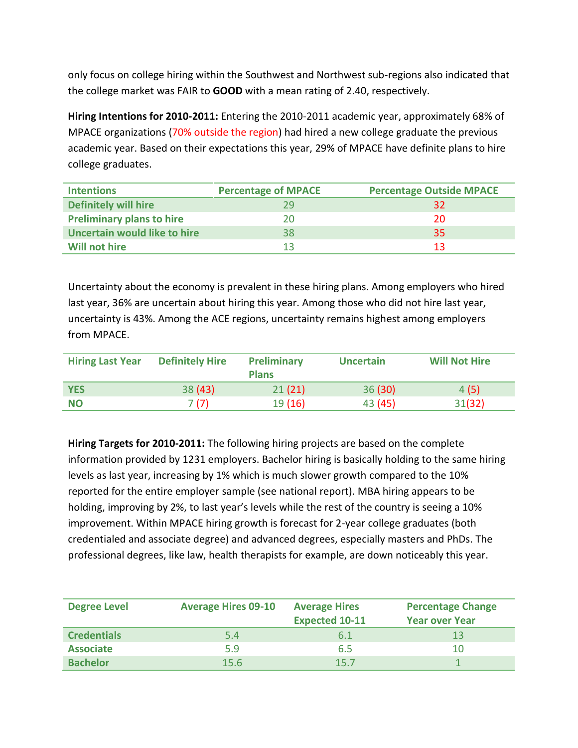only focus on college hiring within the Southwest and Northwest sub-regions also indicated that the college market was FAIR to **GOOD** with a mean rating of 2.40, respectively.

**Hiring Intentions for 2010-2011:** Entering the 2010-2011 academic year, approximately 68% of MPACE organizations (70% outside the region) had hired a new college graduate the previous academic year. Based on their expectations this year, 29% of MPACE have definite plans to hire college graduates.

| Intentions | Percentage of MPACE | Percentage Outside MPACE |
|---|---|---|
| Definitely will hire | 29 | 32 |
| Preliminary plans to hire | 20 | 20 |
| Uncertain would like to hire | 38 | 35 |
| Will not hire | 13 | 13 |

Uncertainty about the economy is prevalent in these hiring plans. Among employers who hired last year, 36% are uncertain about hiring this year. Among those who did not hire last year, uncertainty is 43%. Among the ACE regions, uncertainty remains highest among employers from MPACE.

| Hiring Last Year | Definitely Hire | Preliminary Plans | Uncertain | Will Not Hire |
|---|---|---|---|---|
| YES | 38 (43) | 21 (21) | 36 (30) | 4 (5) |
| NO | 7 (7) | 19 (16) | 43 (45) | 31(32) |

**Hiring Targets for 2010-2011:** The following hiring projects are based on the complete information provided by 1231 employers. Bachelor hiring is basically holding to the same hiring levels as last year, increasing by 1% which is much slower growth compared to the 10% reported for the entire employer sample (see national report). MBA hiring appears to be holding, improving by 2%, to last year's levels while the rest of the country is seeing a 10% improvement. Within MPACE hiring growth is forecast for 2-year college graduates (both credentialed and associate degree) and advanced degrees, especially masters and PhDs. The professional degrees, like law, health therapists for example, are down noticeably this year.

| Degree Level | Average Hires 09-10 | Average Hires Expected 10-11 | Percentage Change Year over Year |
|---|---|---|---|
| Credentials | 5.4 | 6.1 | 13 |
| Associate | 5.9 | 6.5 | 10 |
| Bachelor | 15.6 | 15.7 | 1 |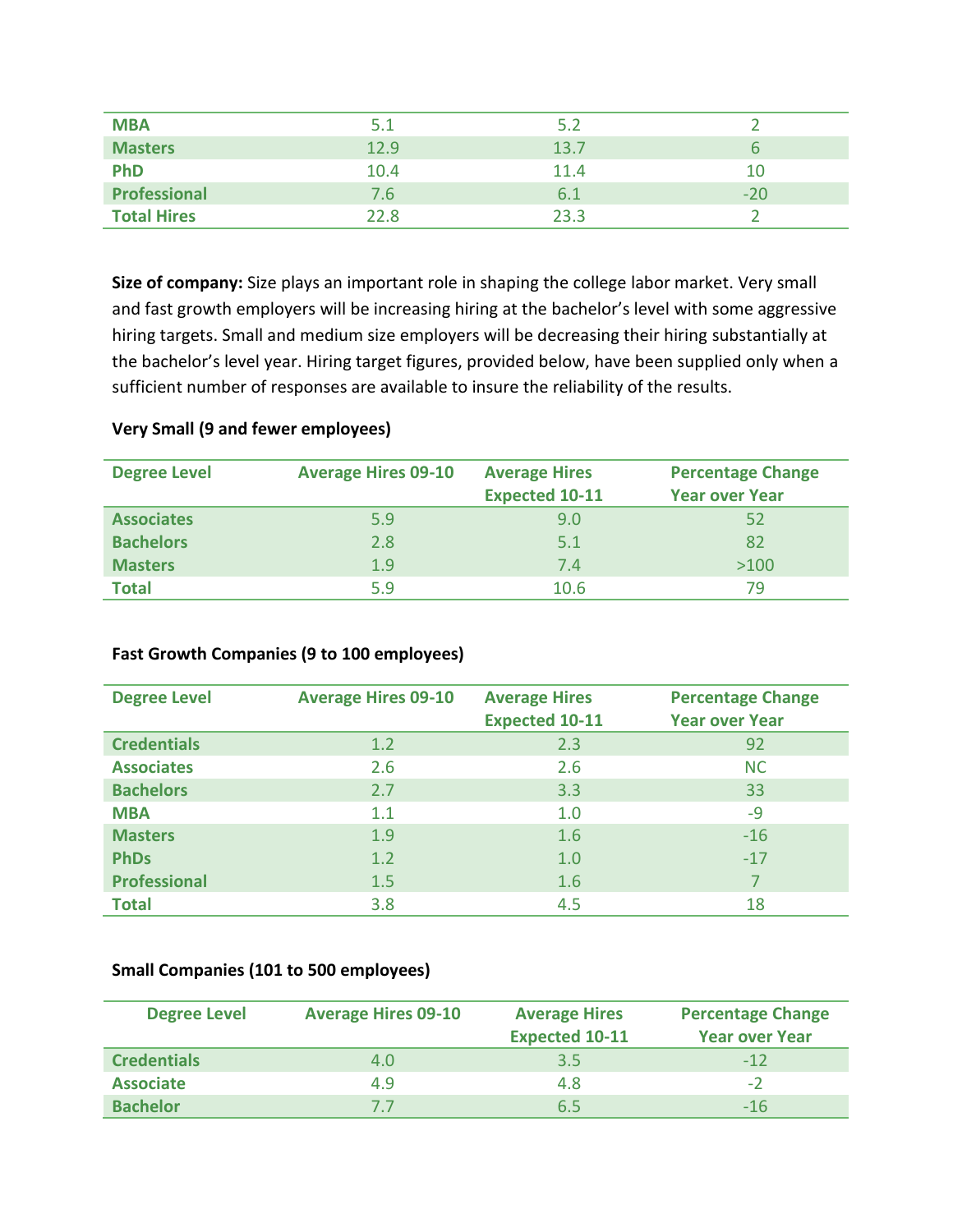| MBA | 5.1 | 5.2 | 2 |
|---|---|---|---|
| Masters | 12.9 | 13.7 | 6 |
| PhD | 10.4 | 11.4 | 10 |
| Professional | 7.6 | 6.1 | -20 |
| Total Hires | 22.8 | 23.3 | 2 |

**Size of company:** Size plays an important role in shaping the college labor market. Very small and fast growth employers will be increasing hiring at the bachelor's level with some aggressive hiring targets. Small and medium size employers will be decreasing their hiring substantially at the bachelor's level year. Hiring target figures, provided below, have been supplied only when a sufficient number of responses are available to insure the reliability of the results.

**Very Small (9 and fewer employees)**

| Degree Level | Average Hires 09-10 | Average Hires Expected 10-11 | Percentage Change Year over Year |
|---|---|---|---|
| Associates | 5.9 | 9.0 | 52 |
| Bachelors | 2.8 | 5.1 | 82 |
| Masters | 1.9 | 7.4 | >100 |
| Total | 5.9 | 10.6 | 79 |

**Fast Growth Companies (9 to 100 employees)**

| Degree Level | Average Hires 09-10 | Average Hires Expected 10-11 | Percentage Change Year over Year |
|---|---|---|---|
| Credentials | 1.2 | 2.3 | 92 |
| Associates | 2.6 | 2.6 | NC |
| Bachelors | 2.7 | 3.3 | 33 |
| MBA | 1.1 | 1.0 | -9 |
| Masters | 1.9 | 1.6 | -16 |
| PhDs | 1.2 | 1.0 | -17 |
| Professional | 1.5 | 1.6 | 7 |
| Total | 3.8 | 4.5 | 18 |

**Small Companies (101 to 500 employees)**

| Degree Level | Average Hires 09-10 | Average Hires Expected 10-11 | Percentage Change Year over Year |
|---|---|---|---|
| Credentials | 4.0 | 3.5 | -12 |
| Associate | 4.9 | 4.8 | -2 |
| Bachelor | 7.7 | 6.5 | -16 |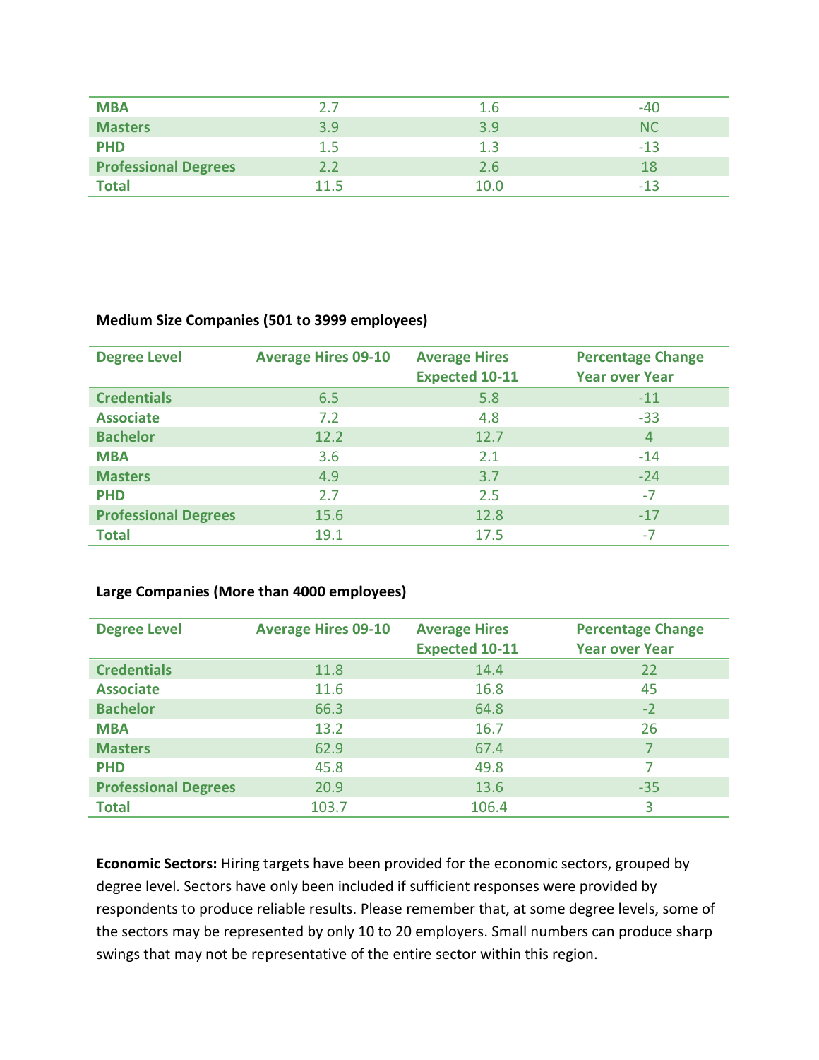| | | | |
|---|---|---|---|
| **MBA** | 2.7 | 1.6 | -40 |
| **Masters** | 3.9 | 3.9 | NC |
| **PHD** | 1.5 | 1.3 | -13 |
| **Professional Degrees** | 2.2 | 2.6 | 18 |
| **Total** | 11.5 | 10.0 | -13 |

**Medium Size Companies (501 to 3999 employees)**

| Degree Level | Average Hires 09-10 | Average Hires Expected 10-11 | Percentage Change Year over Year |
|---|---|---|---|
| **Credentials** | 6.5 | 5.8 | -11 |
| **Associate** | 7.2 | 4.8 | -33 |
| **Bachelor** | 12.2 | 12.7 | 4 |
| **MBA** | 3.6 | 2.1 | -14 |
| **Masters** | 4.9 | 3.7 | -24 |
| **PHD** | 2.7 | 2.5 | -7 |
| **Professional Degrees** | 15.6 | 12.8 | -17 |
| **Total** | 19.1 | 17.5 | -7 |

**Large Companies (More than 4000 employees)**

| Degree Level | Average Hires 09-10 | Average Hires Expected 10-11 | Percentage Change Year over Year |
|---|---|---|---|
| **Credentials** | 11.8 | 14.4 | 22 |
| **Associate** | 11.6 | 16.8 | 45 |
| **Bachelor** | 66.3 | 64.8 | -2 |
| **MBA** | 13.2 | 16.7 | 26 |
| **Masters** | 62.9 | 67.4 | 7 |
| **PHD** | 45.8 | 49.8 | 7 |
| **Professional Degrees** | 20.9 | 13.6 | -35 |
| **Total** | 103.7 | 106.4 | 3 |

**Economic Sectors:** Hiring targets have been provided for the economic sectors, grouped by degree level. Sectors have only been included if sufficient responses were provided by respondents to produce reliable results. Please remember that, at some degree levels, some of the sectors may be represented by only 10 to 20 employers. Small numbers can produce sharp swings that may not be representative of the entire sector within this region.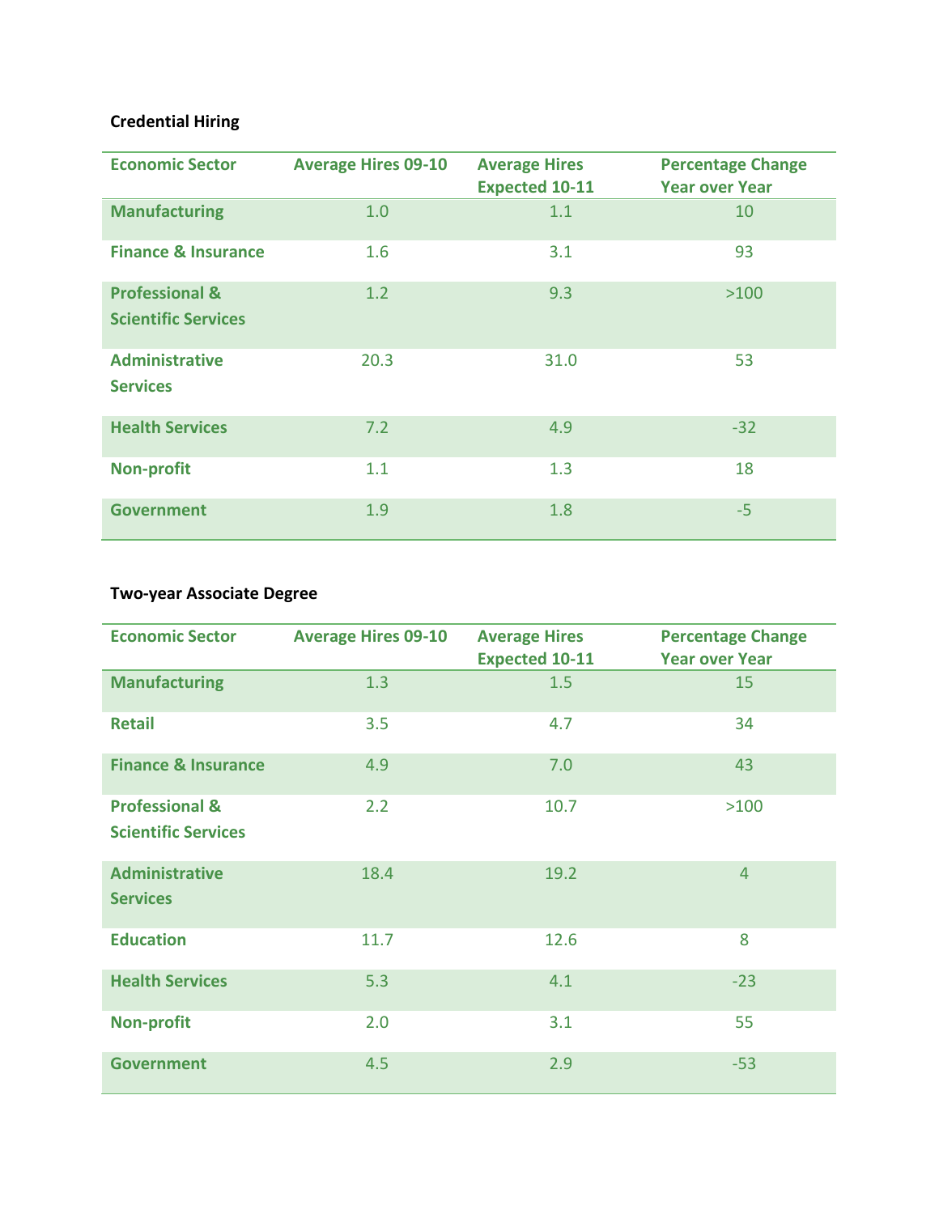### Credential Hiring

| Economic Sector | Average Hires 09-10 | Average Hires Expected 10-11 | Percentage Change Year over Year |
|---|---|---|---|
| Manufacturing | 1.0 | 1.1 | 10 |
| Finance & Insurance | 1.6 | 3.1 | 93 |
| Professional & Scientific Services | 1.2 | 9.3 | >100 |
| Administrative Services | 20.3 | 31.0 | 53 |
| Health Services | 7.2 | 4.9 | -32 |
| Non-profit | 1.1 | 1.3 | 18 |
| Government | 1.9 | 1.8 | -5 |

### Two-year Associate Degree

| Economic Sector | Average Hires 09-10 | Average Hires Expected 10-11 | Percentage Change Year over Year |
|---|---|---|---|
| Manufacturing | 1.3 | 1.5 | 15 |
| Retail | 3.5 | 4.7 | 34 |
| Finance & Insurance | 4.9 | 7.0 | 43 |
| Professional & Scientific Services | 2.2 | 10.7 | >100 |
| Administrative Services | 18.4 | 19.2 | 4 |
| Education | 11.7 | 12.6 | 8 |
| Health Services | 5.3 | 4.1 | -23 |
| Non-profit | 2.0 | 3.1 | 55 |
| Government | 4.5 | 2.9 | -53 |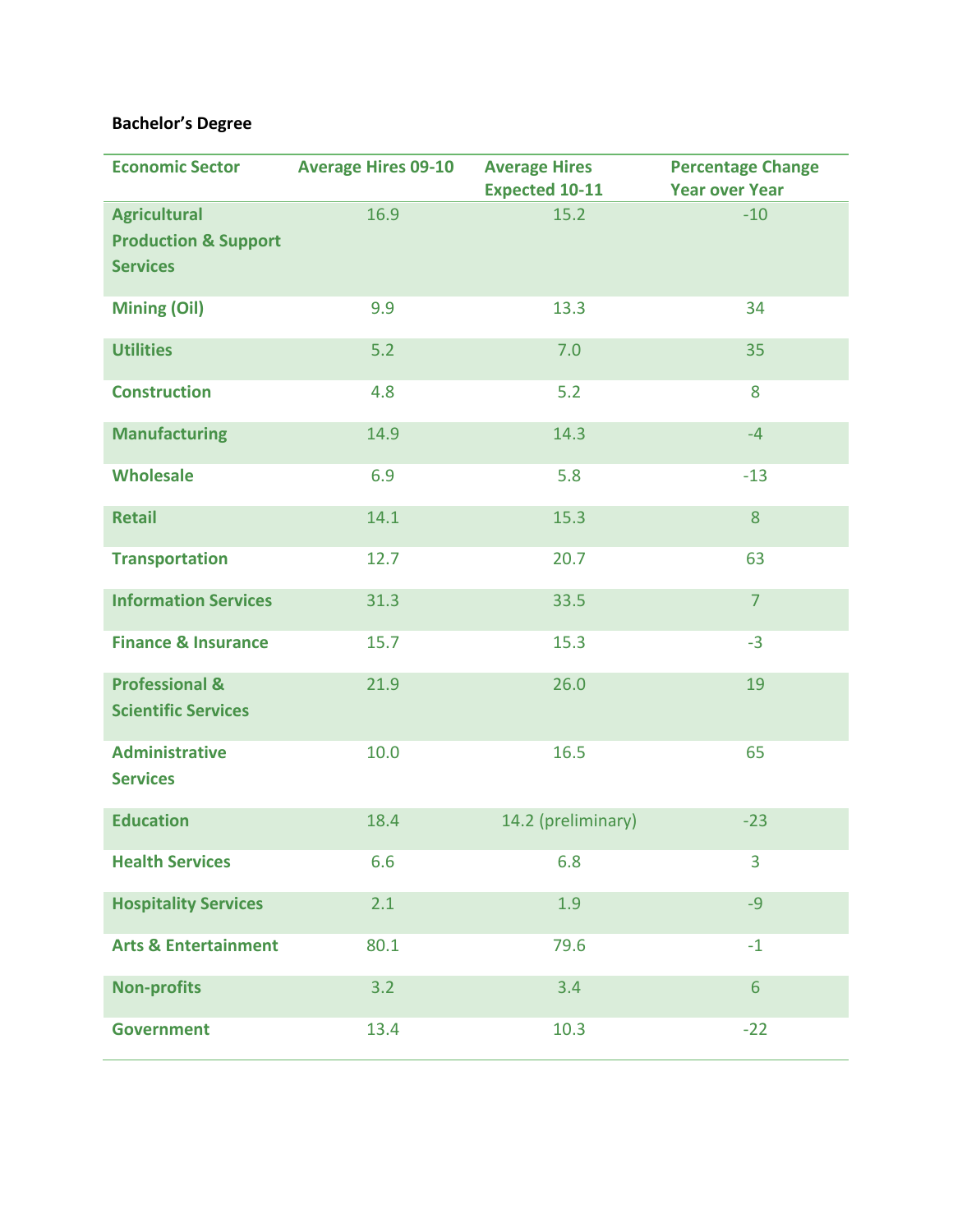**Bachelor's Degree**

| Economic Sector | Average Hires 09-10 | Average Hires Expected 10-11 | Percentage Change Year over Year |
|---|---|---|---|
| Agricultural Production & Support Services | 16.9 | 15.2 | -10 |
| Mining (Oil) | 9.9 | 13.3 | 34 |
| Utilities | 5.2 | 7.0 | 35 |
| Construction | 4.8 | 5.2 | 8 |
| Manufacturing | 14.9 | 14.3 | -4 |
| Wholesale | 6.9 | 5.8 | -13 |
| Retail | 14.1 | 15.3 | 8 |
| Transportation | 12.7 | 20.7 | 63 |
| Information Services | 31.3 | 33.5 | 7 |
| Finance & Insurance | 15.7 | 15.3 | -3 |
| Professional & Scientific Services | 21.9 | 26.0 | 19 |
| Administrative Services | 10.0 | 16.5 | 65 |
| Education | 18.4 | 14.2 (preliminary) | -23 |
| Health Services | 6.6 | 6.8 | 3 |
| Hospitality Services | 2.1 | 1.9 | -9 |
| Arts & Entertainment | 80.1 | 79.6 | -1 |
| Non-profits | 3.2 | 3.4 | 6 |
| Government | 13.4 | 10.3 | -22 |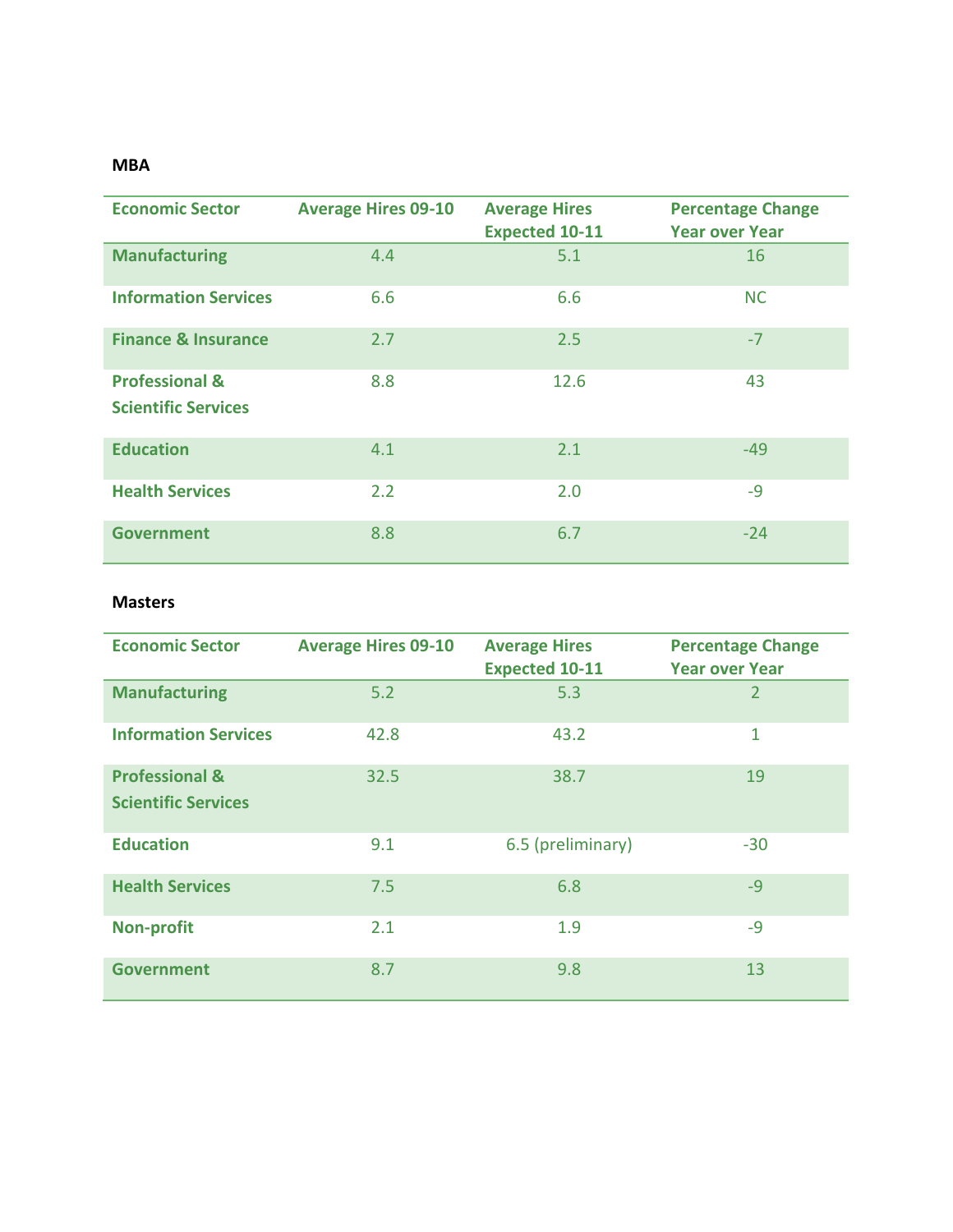**MBA**

| Economic Sector | Average Hires 09-10 | Average Hires Expected 10-11 | Percentage Change Year over Year |
|---|---|---|---|
| **Manufacturing** | 4.4 | 5.1 | 16 |
| **Information Services** | 6.6 | 6.6 | NC |
| **Finance & Insurance** | 2.7 | 2.5 | -7 |
| **Professional & Scientific Services** | 8.8 | 12.6 | 43 |
| **Education** | 4.1 | 2.1 | -49 |
| **Health Services** | 2.2 | 2.0 | -9 |
| **Government** | 8.8 | 6.7 | -24 |

**Masters**

| Economic Sector | Average Hires 09-10 | Average Hires Expected 10-11 | Percentage Change Year over Year |
|---|---|---|---|
| **Manufacturing** | 5.2 | 5.3 | 2 |
| **Information Services** | 42.8 | 43.2 | 1 |
| **Professional & Scientific Services** | 32.5 | 38.7 | 19 |
| **Education** | 9.1 | 6.5 (preliminary) | -30 |
| **Health Services** | 7.5 | 6.8 | -9 |
| **Non-profit** | 2.1 | 1.9 | -9 |
| **Government** | 8.7 | 9.8 | 13 |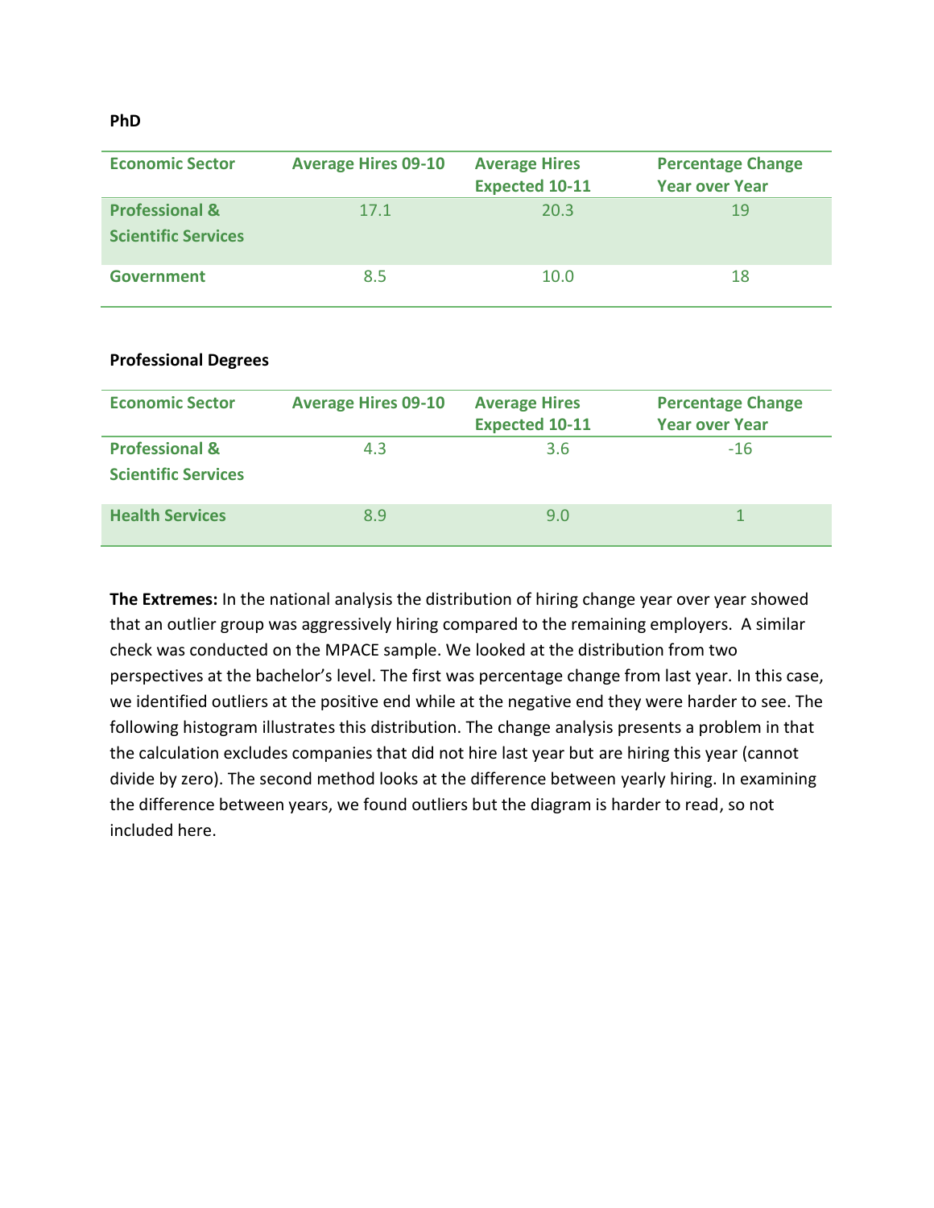**PhD**

| Economic Sector | Average Hires 09-10 | Average Hires Expected 10-11 | Percentage Change Year over Year |
|---|---|---|---|
| Professional & Scientific Services | 17.1 | 20.3 | 19 |
| Government | 8.5 | 10.0 | 18 |

**Professional Degrees**

| Economic Sector | Average Hires 09-10 | Average Hires Expected 10-11 | Percentage Change Year over Year |
|---|---|---|---|
| Professional & Scientific Services | 4.3 | 3.6 | -16 |
| Health Services | 8.9 | 9.0 | 1 |

**The Extremes:** In the national analysis the distribution of hiring change year over year showed that an outlier group was aggressively hiring compared to the remaining employers. A similar check was conducted on the MPACE sample. We looked at the distribution from two perspectives at the bachelor's level. The first was percentage change from last year. In this case, we identified outliers at the positive end while at the negative end they were harder to see. The following histogram illustrates this distribution. The change analysis presents a problem in that the calculation excludes companies that did not hire last year but are hiring this year (cannot divide by zero). The second method looks at the difference between yearly hiring. In examining the difference between years, we found outliers but the diagram is harder to read, so not included here.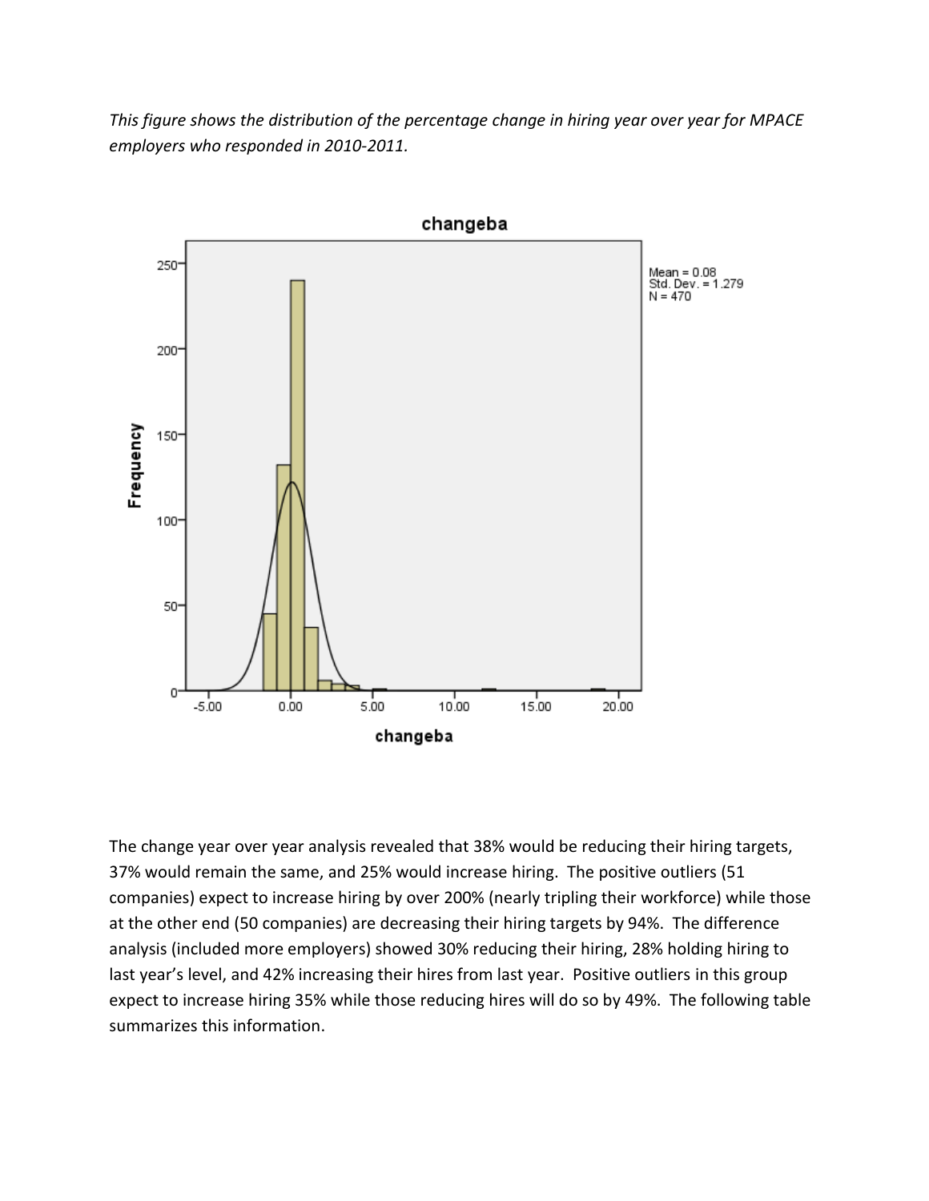*This figure shows the distribution of the percentage change in hiring year over year for MPACE employers who responded in 2010-2011.*

The change year over year analysis revealed that 38% would be reducing their hiring targets, 37% would remain the same, and 25% would increase hiring. The positive outliers (51 companies) expect to increase hiring by over 200% (nearly tripling their workforce) while those at the other end (50 companies) are decreasing their hiring targets by 94%. The difference analysis (included more employers) showed 30% reducing their hiring, 28% holding hiring to last year's level, and 42% increasing their hires from last year. Positive outliers in this group expect to increase hiring 35% while those reducing hires will do so by 49%. The following table summarizes this information.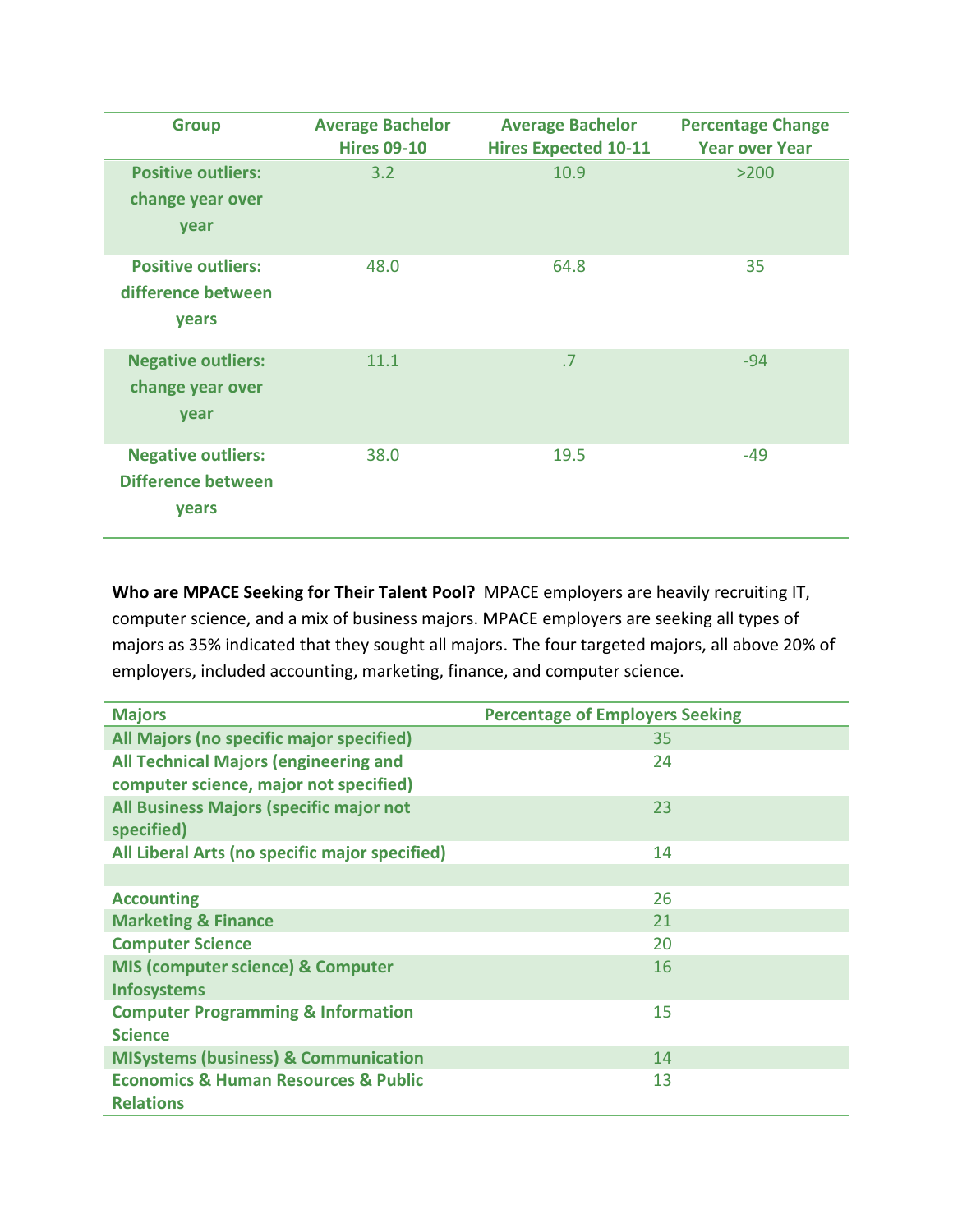| Group | Average Bachelor Hires 09-10 | Average Bachelor Hires Expected 10-11 | Percentage Change Year over Year |
|---|---|---|---|
| Positive outliers: change year over year | 3.2 | 10.9 | >200 |
| Positive outliers: difference between years | 48.0 | 64.8 | 35 |
| Negative outliers: change year over year | 11.1 | .7 | -94 |
| Negative outliers: Difference between years | 38.0 | 19.5 | -49 |

**Who are MPACE Seeking for Their Talent Pool?** MPACE employers are heavily recruiting IT, computer science, and a mix of business majors. MPACE employers are seeking all types of majors as 35% indicated that they sought all majors. The four targeted majors, all above 20% of employers, included accounting, marketing, finance, and computer science.

| Majors | Percentage of Employers Seeking |
|---|---|
| All Majors (no specific major specified) | 35 |
| All Technical Majors (engineering and computer science, major not specified) | 24 |
| All Business Majors (specific major not specified) | 23 |
| All Liberal Arts (no specific major specified) | 14 |
| | |
| Accounting | 26 |
| Marketing & Finance | 21 |
| Computer Science | 20 |
| MIS (computer science) & Computer Infosystems | 16 |
| Computer Programming & Information Science | 15 |
| MISystems (business) & Communication | 14 |
| Economics & Human Resources & Public Relations | 13 |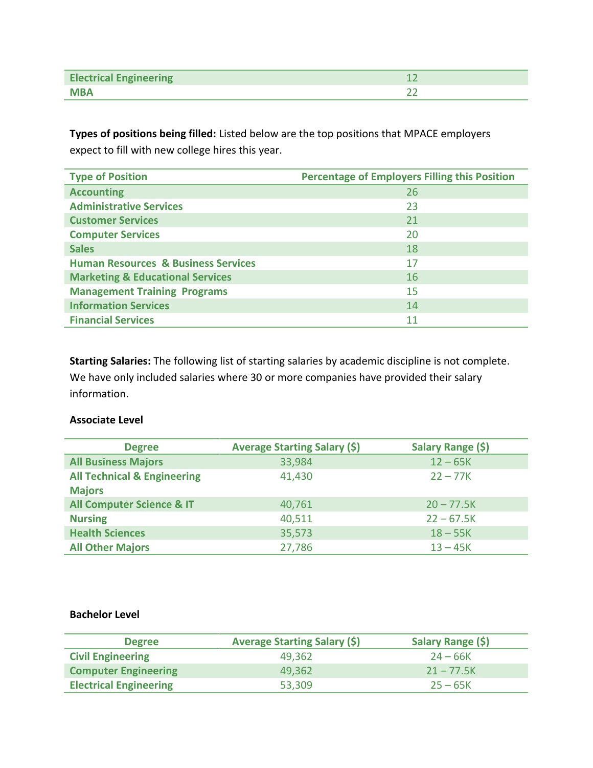| | |
|---|---|
| **Electrical Engineering** | 12 |
| **MBA** | 22 |

**Types of positions being filled:** Listed below are the top positions that MPACE employers expect to fill with new college hires this year.

| Type of Position | Percentage of Employers Filling this Position |
|---|---|
| **Accounting** | 26 |
| **Administrative Services** | 23 |
| **Customer Services** | 21 |
| **Computer Services** | 20 |
| **Sales** | 18 |
| **Human Resources & Business Services** | 17 |
| **Marketing & Educational Services** | 16 |
| **Management Training Programs** | 15 |
| **Information Services** | 14 |
| **Financial Services** | 11 |

**Starting Salaries:** The following list of starting salaries by academic discipline is not complete. We have only included salaries where 30 or more companies have provided their salary information.

**Associate Level**

| Degree | Average Starting Salary ($) | Salary Range ($) |
|---|---|---|
| **All Business Majors** | 33,984 | 12 – 65K |
| **All Technical & Engineering Majors** | 41,430 | 22 – 77K |
| **All Computer Science & IT** | 40,761 | 20 – 77.5K |
| **Nursing** | 40,511 | 22 – 67.5K |
| **Health Sciences** | 35,573 | 18 – 55K |
| **All Other Majors** | 27,786 | 13 – 45K |

**Bachelor Level**

| Degree | Average Starting Salary ($) | Salary Range ($) |
|---|---|---|
| **Civil Engineering** | 49,362 | 24 – 66K |
| **Computer Engineering** | 49,362 | 21 – 77.5K |
| **Electrical Engineering** | 53,309 | 25 – 65K |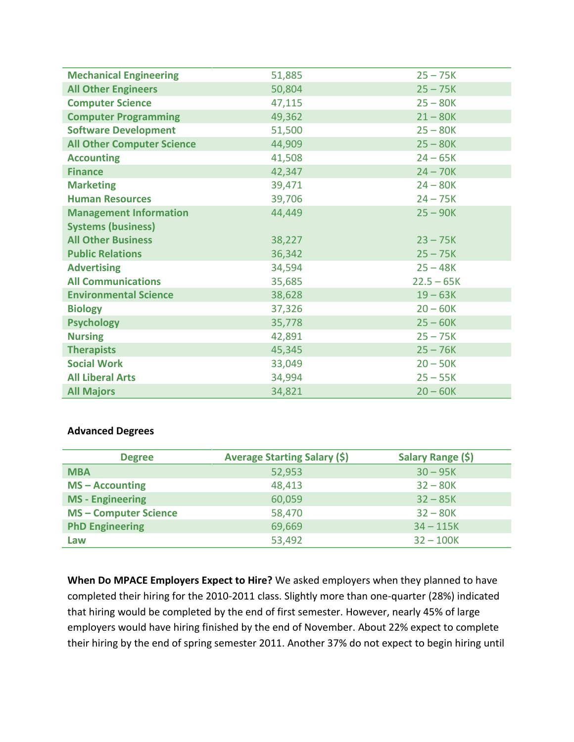| | | |
|---|---|---|
| **Mechanical Engineering** | 51,885 | 25 – 75K |
| **All Other Engineers** | 50,804 | 25 – 75K |
| **Computer Science** | 47,115 | 25 – 80K |
| **Computer Programming** | 49,362 | 21 – 80K |
| **Software Development** | 51,500 | 25 – 80K |
| **All Other Computer Science** | 44,909 | 25 – 80K |
| **Accounting** | 41,508 | 24 – 65K |
| **Finance** | 42,347 | 24 – 70K |
| **Marketing** | 39,471 | 24 – 80K |
| **Human Resources** | 39,706 | 24 – 75K |
| **Management Information Systems (business)** | 44,449 | 25 – 90K |
| **All Other Business** | 38,227 | 23 – 75K |
| **Public Relations** | 36,342 | 25 – 75K |
| **Advertising** | 34,594 | 25 – 48K |
| **All Communications** | 35,685 | 22.5 – 65K |
| **Environmental Science** | 38,628 | 19 – 63K |
| **Biology** | 37,326 | 20 – 60K |
| **Psychology** | 35,778 | 25 – 60K |
| **Nursing** | 42,891 | 25 – 75K |
| **Therapists** | 45,345 | 25 – 76K |
| **Social Work** | 33,049 | 20 – 50K |
| **All Liberal Arts** | 34,994 | 25 – 55K |
| **All Majors** | 34,821 | 20 – 60K |

**Advanced Degrees**

| Degree | Average Starting Salary ($) | Salary Range ($) |
|---|---|---|
| **MBA** | 52,953 | 30 – 95K |
| **MS – Accounting** | 48,413 | 32 – 80K |
| **MS - Engineering** | 60,059 | 32 – 85K |
| **MS – Computer Science** | 58,470 | 32 – 80K |
| **PhD Engineering** | 69,669 | 34 – 115K |
| **Law** | 53,492 | 32 – 100K |

**When Do MPACE Employers Expect to Hire?** We asked employers when they planned to have completed their hiring for the 2010-2011 class. Slightly more than one-quarter (28%) indicated that hiring would be completed by the end of first semester. However, nearly 45% of large employers would have hiring finished by the end of November. About 22% expect to complete their hiring by the end of spring semester 2011. Another 37% do not expect to begin hiring until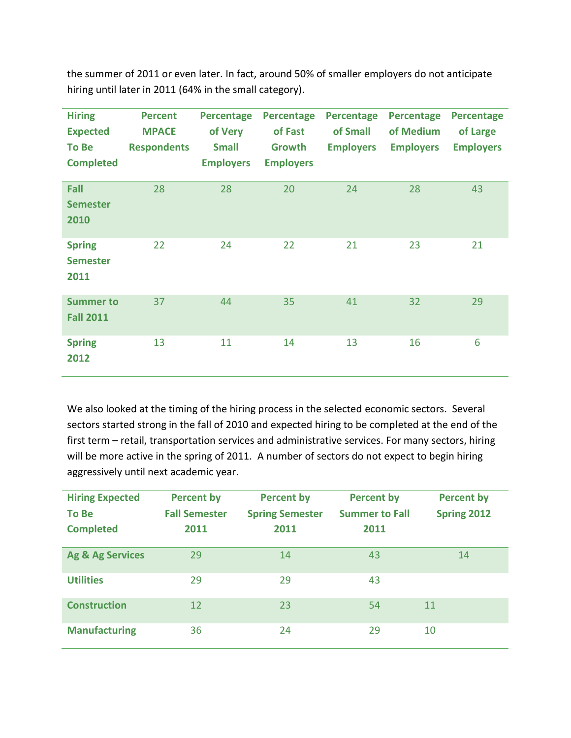the summer of 2011 or even later. In fact, around 50% of smaller employers do not anticipate hiring until later in 2011 (64% in the small category).

| Hiring Expected To Be Completed | Percent MPACE Respondents | Percentage of Very Small Employers | Percentage of Fast Growth Employers | Percentage of Small Employers | Percentage of Medium Employers | Percentage of Large Employers |
|---|---|---|---|---|---|---|
| Fall Semester 2010 | 28 | 28 | 20 | 24 | 28 | 43 |
| Spring Semester 2011 | 22 | 24 | 22 | 21 | 23 | 21 |
| Summer to Fall 2011 | 37 | 44 | 35 | 41 | 32 | 29 |
| Spring 2012 | 13 | 11 | 14 | 13 | 16 | 6 |

We also looked at the timing of the hiring process in the selected economic sectors. Several sectors started strong in the fall of 2010 and expected hiring to be completed at the end of the first term – retail, transportation services and administrative services. For many sectors, hiring will be more active in the spring of 2011. A number of sectors do not expect to begin hiring aggressively until next academic year.

| Hiring Expected To Be Completed | Percent by Fall Semester 2011 | Percent by Spring Semester 2011 | Percent by Summer to Fall 2011 | Percent by Spring 2012 |
|---|---|---|---|---|
| Ag & Ag Services | 29 | 14 | 43 | 14 |
| Utilities | 29 | 29 | 43 | |
| Construction | 12 | 23 | 54 | 11 |
| Manufacturing | 36 | 24 | 29 | 10 |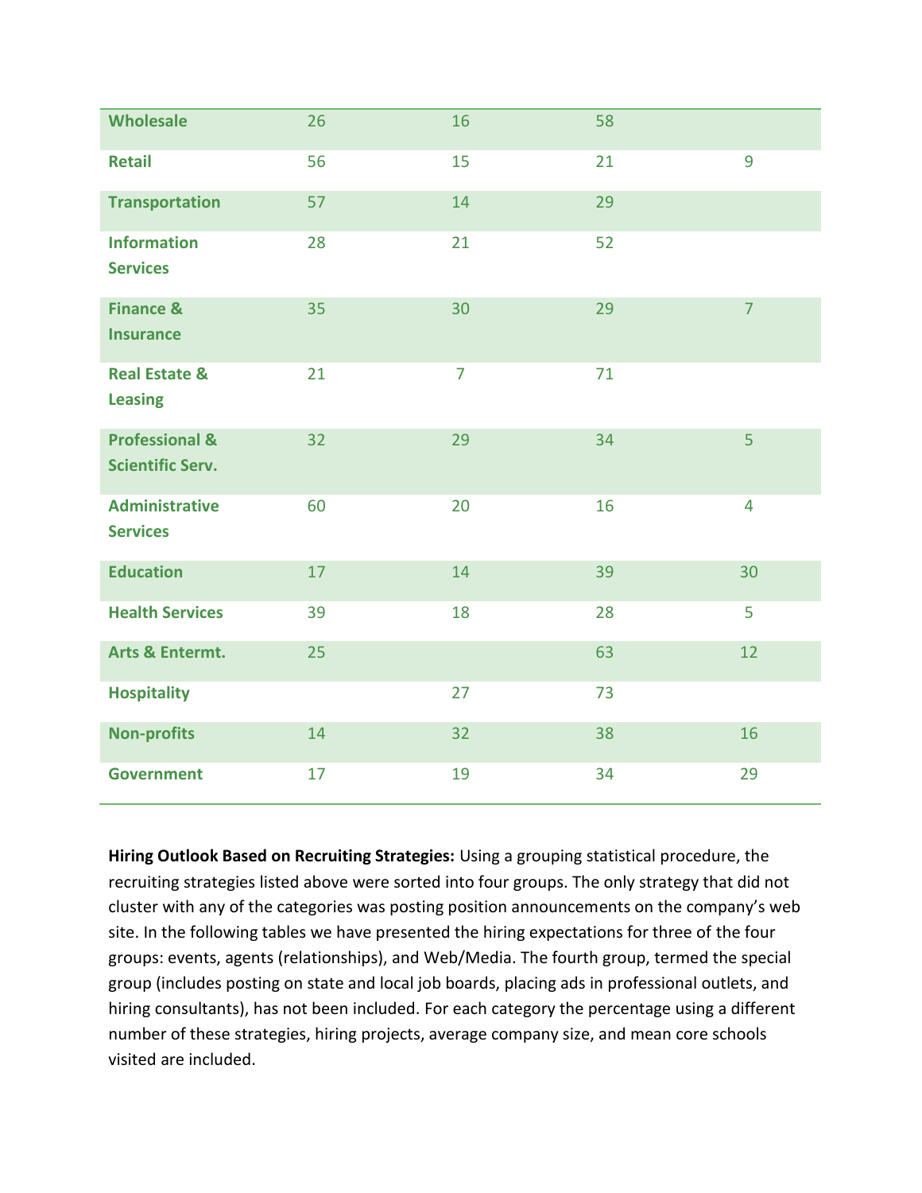| | | | | |
|---|---|---|---|---|
| **Wholesale** | 26 | 16 | 58 | |
| **Retail** | 56 | 15 | 21 | 9 |
| **Transportation** | 57 | 14 | 29 | |
| **Information Services** | 28 | 21 | 52 | |
| **Finance & Insurance** | 35 | 30 | 29 | 7 |
| **Real Estate & Leasing** | 21 | 7 | 71 | |
| **Professional & Scientific Serv.** | 32 | 29 | 34 | 5 |
| **Administrative Services** | 60 | 20 | 16 | 4 |
| **Education** | 17 | 14 | 39 | 30 |
| **Health Services** | 39 | 18 | 28 | 5 |
| **Arts & Entermt.** | 25 | | 63 | 12 |
| **Hospitality** | | 27 | 73 | |
| **Non-profits** | 14 | 32 | 38 | 16 |
| **Government** | 17 | 19 | 34 | 29 |

**Hiring Outlook Based on Recruiting Strategies:** Using a grouping statistical procedure, the recruiting strategies listed above were sorted into four groups. The only strategy that did not cluster with any of the categories was posting position announcements on the company's web site. In the following tables we have presented the hiring expectations for three of the four groups: events, agents (relationships), and Web/Media. The fourth group, termed the special group (includes posting on state and local job boards, placing ads in professional outlets, and hiring consultants), has not been included. For each category the percentage using a different number of these strategies, hiring projects, average company size, and mean core schools visited are included.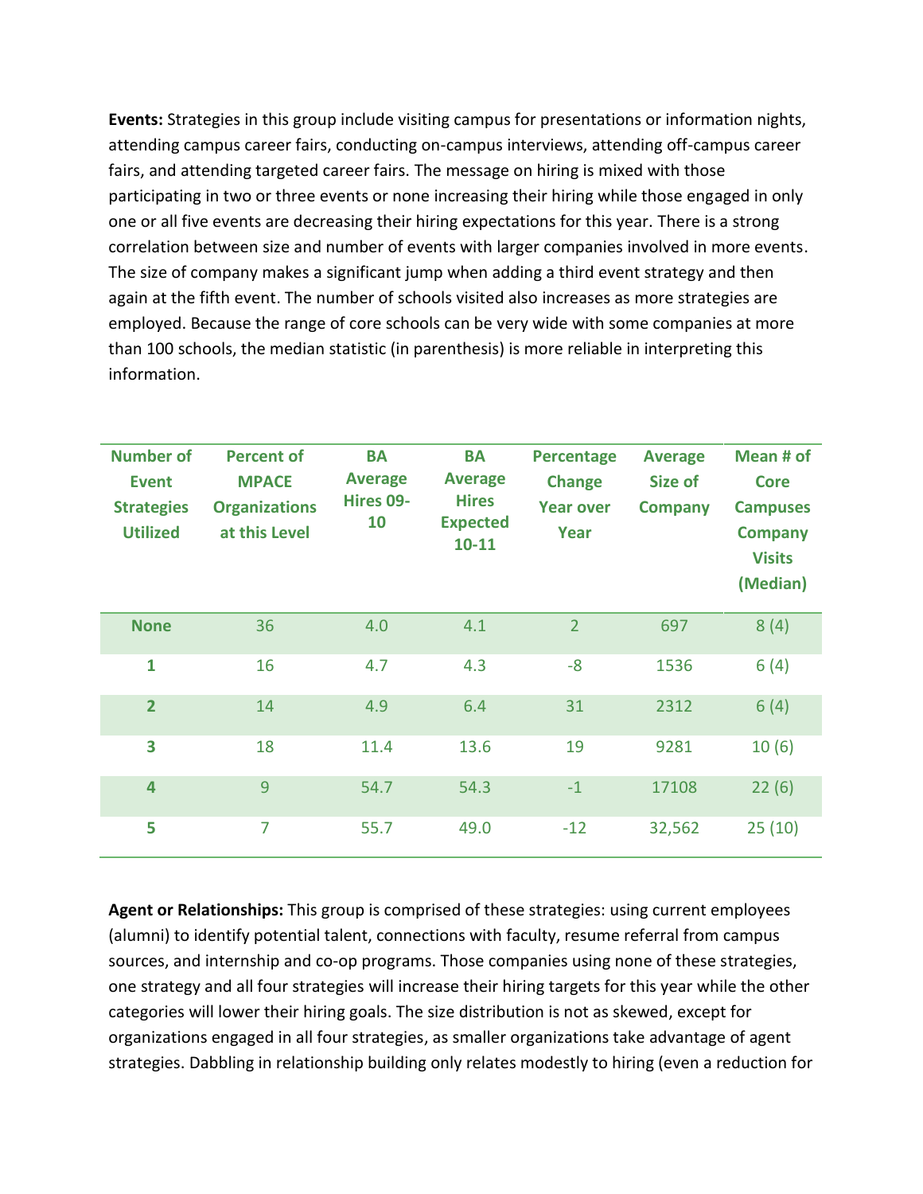**Events:** Strategies in this group include visiting campus for presentations or information nights, attending campus career fairs, conducting on-campus interviews, attending off-campus career fairs, and attending targeted career fairs. The message on hiring is mixed with those participating in two or three events or none increasing their hiring while those engaged in only one or all five events are decreasing their hiring expectations for this year. There is a strong correlation between size and number of events with larger companies involved in more events. The size of company makes a significant jump when adding a third event strategy and then again at the fifth event. The number of schools visited also increases as more strategies are employed. Because the range of core schools can be very wide with some companies at more than 100 schools, the median statistic (in parenthesis) is more reliable in interpreting this information.

| Number of Event Strategies Utilized | Percent of MPACE Organizations at this Level | BA Average Hires 09-10 | BA Average Hires Expected 10-11 | Percentage Change Year over Year | Average Size of Company | Mean # of Core Campuses Company Visits (Median) |
|---|---|---|---|---|---|---|
| None | 36 | 4.0 | 4.1 | 2 | 697 | 8 (4) |
| 1 | 16 | 4.7 | 4.3 | -8 | 1536 | 6 (4) |
| 2 | 14 | 4.9 | 6.4 | 31 | 2312 | 6 (4) |
| 3 | 18 | 11.4 | 13.6 | 19 | 9281 | 10 (6) |
| 4 | 9 | 54.7 | 54.3 | -1 | 17108 | 22 (6) |
| 5 | 7 | 55.7 | 49.0 | -12 | 32,562 | 25 (10) |

**Agent or Relationships:** This group is comprised of these strategies: using current employees (alumni) to identify potential talent, connections with faculty, resume referral from campus sources, and internship and co-op programs. Those companies using none of these strategies, one strategy and all four strategies will increase their hiring targets for this year while the other categories will lower their hiring goals. The size distribution is not as skewed, except for organizations engaged in all four strategies, as smaller organizations take advantage of agent strategies. Dabbling in relationship building only relates modestly to hiring (even a reduction for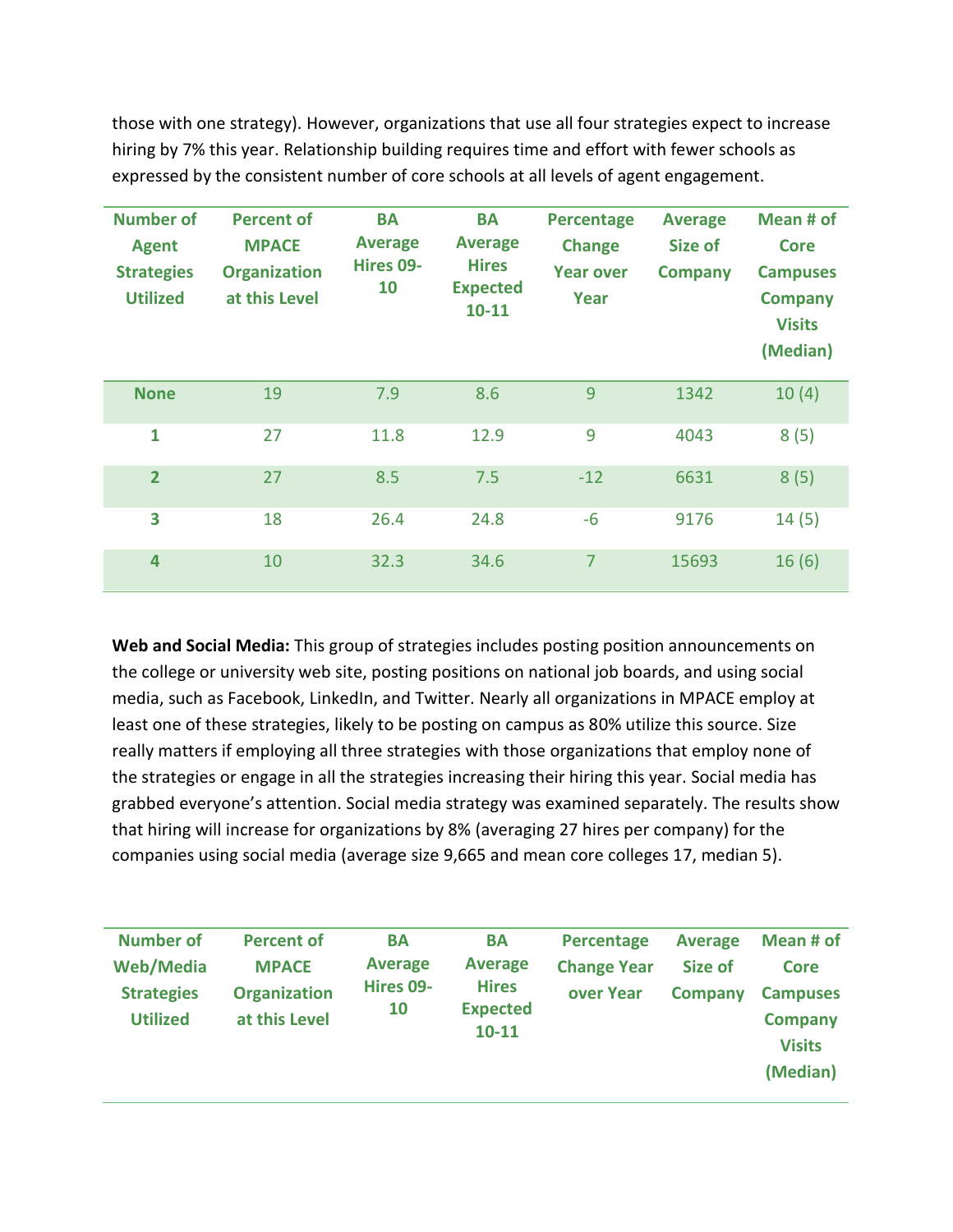those with one strategy). However, organizations that use all four strategies expect to increase hiring by 7% this year. Relationship building requires time and effort with fewer schools as expressed by the consistent number of core schools at all levels of agent engagement.

| Number of Agent Strategies Utilized | Percent of MPACE Organization at this Level | BA Average Hires 09-10 | BA Average Hires Expected 10-11 | Percentage Change Year over Year | Average Size of Company | Mean # of Core Campuses Company Visits (Median) |
|---|---|---|---|---|---|---|
| **None** | 19 | 7.9 | 8.6 | 9 | 1342 | 10 (4) |
| **1** | 27 | 11.8 | 12.9 | 9 | 4043 | 8 (5) |
| **2** | 27 | 8.5 | 7.5 | -12 | 6631 | 8 (5) |
| **3** | 18 | 26.4 | 24.8 | -6 | 9176 | 14 (5) |
| **4** | 10 | 32.3 | 34.6 | 7 | 15693 | 16 (6) |

**Web and Social Media:** This group of strategies includes posting position announcements on the college or university web site, posting positions on national job boards, and using social media, such as Facebook, LinkedIn, and Twitter. Nearly all organizations in MPACE employ at least one of these strategies, likely to be posting on campus as 80% utilize this source. Size really matters if employing all three strategies with those organizations that employ none of the strategies or engage in all the strategies increasing their hiring this year. Social media has grabbed everyone's attention. Social media strategy was examined separately. The results show that hiring will increase for organizations by 8% (averaging 27 hires per company) for the companies using social media (average size 9,665 and mean core colleges 17, median 5).

| Number of Web/Media Strategies Utilized | Percent of MPACE Organization at this Level | BA Average Hires 09-10 | BA Average Hires Expected 10-11 | Percentage Change Year over Year | Average Size of Company | Mean # of Core Campuses Company Visits (Median) |
|---|---|---|---|---|---|---|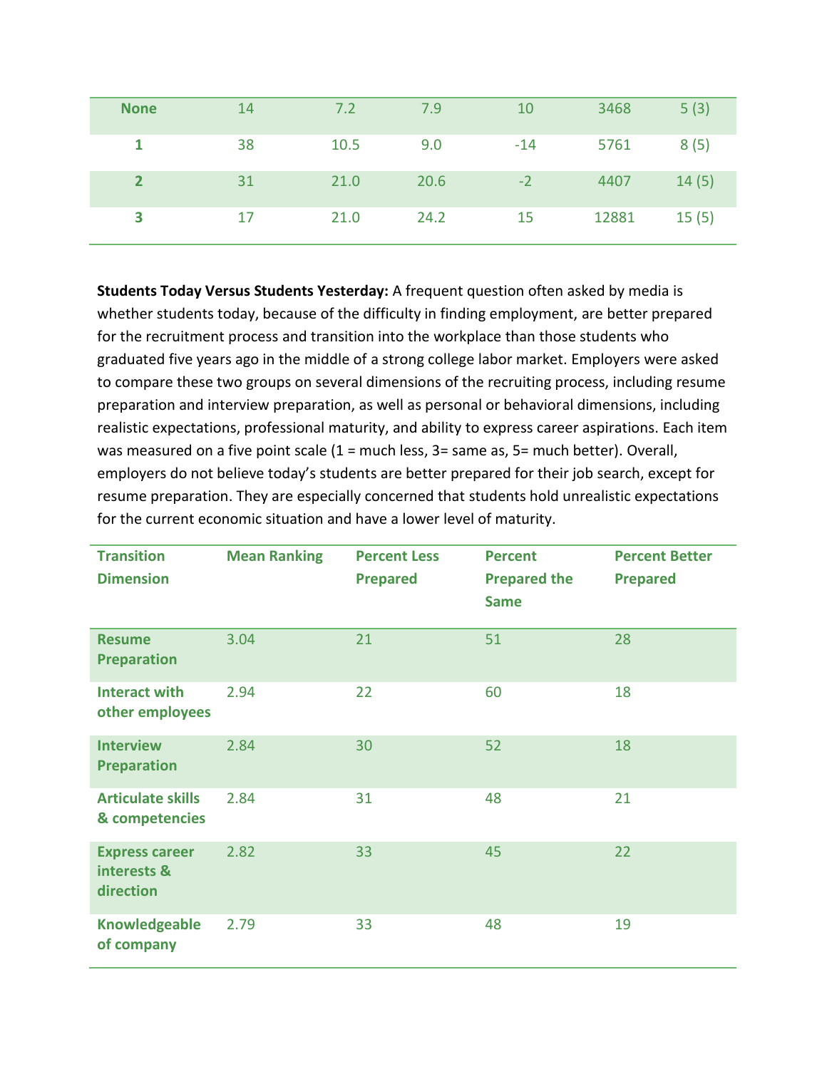| None | 14 | 7.2 | 7.9 | 10 | 3468 | 5 (3) |
|---|---|---|---|---|---|---|
| 1 | 38 | 10.5 | 9.0 | -14 | 5761 | 8 (5) |
| 2 | 31 | 21.0 | 20.6 | -2 | 4407 | 14 (5) |
| 3 | 17 | 21.0 | 24.2 | 15 | 12881 | 15 (5) |

**Students Today Versus Students Yesterday:** A frequent question often asked by media is whether students today, because of the difficulty in finding employment, are better prepared for the recruitment process and transition into the workplace than those students who graduated five years ago in the middle of a strong college labor market. Employers were asked to compare these two groups on several dimensions of the recruiting process, including resume preparation and interview preparation, as well as personal or behavioral dimensions, including realistic expectations, professional maturity, and ability to express career aspirations. Each item was measured on a five point scale (1 = much less, 3= same as, 5= much better). Overall, employers do not believe today's students are better prepared for their job search, except for resume preparation. They are especially concerned that students hold unrealistic expectations for the current economic situation and have a lower level of maturity.

| Transition Dimension | Mean Ranking | Percent Less Prepared | Percent Prepared the Same | Percent Better Prepared |
|---|---|---|---|---|
| Resume Preparation | 3.04 | 21 | 51 | 28 |
| Interact with other employees | 2.94 | 22 | 60 | 18 |
| Interview Preparation | 2.84 | 30 | 52 | 18 |
| Articulate skills & competencies | 2.84 | 31 | 48 | 21 |
| Express career interests & direction | 2.82 | 33 | 45 | 22 |
| Knowledgeable of company | 2.79 | 33 | 48 | 19 |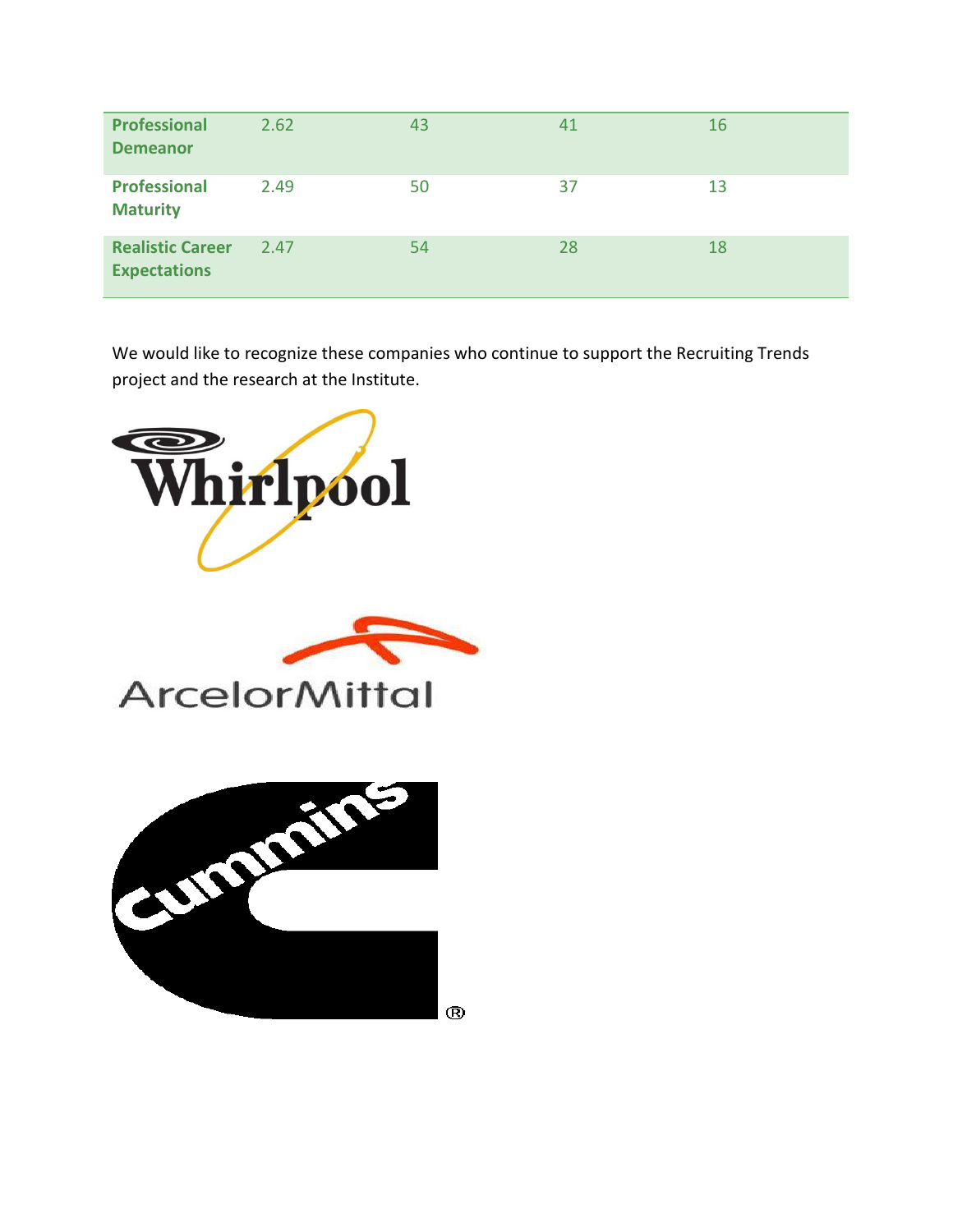| | | | | |
|---|---|---|---|---|
| **Professional Demeanor** | 2.62 | 43 | 41 | 16 |
| **Professional Maturity** | 2.49 | 50 | 37 | 13 |
| **Realistic Career Expectations** | 2.47 | 54 | 28 | 18 |

We would like to recognize these companies who continue to support the Recruiting Trends project and the research at the Institute.